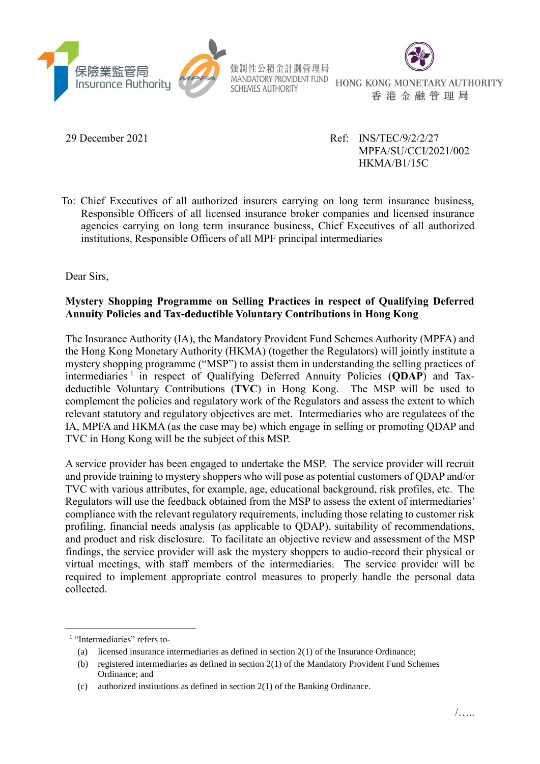保險業監管局 Insurance Authority

強制性公積金計劃管理局 MANDATORY PROVIDENT FUND SCHEMES AUTHORITY

HONG KONG MONETARY AUTHORITY 香港金融管理局

29 December 2021

Ref: INS/TEC/9/2/2/27
MPFA/SU/CCI/2021/002
HKMA/B1/15C

To: Chief Executives of all authorized insurers carrying on long term insurance business, Responsible Officers of all licensed insurance broker companies and licensed insurance agencies carrying on long term insurance business, Chief Executives of all authorized institutions, Responsible Officers of all MPF principal intermediaries

Dear Sirs,

**Mystery Shopping Programme on Selling Practices in respect of Qualifying Deferred Annuity Policies and Tax-deductible Voluntary Contributions in Hong Kong**

The Insurance Authority (IA), the Mandatory Provident Fund Schemes Authority (MPFA) and the Hong Kong Monetary Authority (HKMA) (together the Regulators) will jointly institute a mystery shopping programme ("MSP") to assist them in understanding the selling practices of intermediaries[1] in respect of Qualifying Deferred Annuity Policies (**QDAP**) and Tax-deductible Voluntary Contributions (**TVC**) in Hong Kong. The MSP will be used to complement the policies and regulatory work of the Regulators and assess the extent to which relevant statutory and regulatory objectives are met. Intermediaries who are regulatees of the IA, MPFA and HKMA (as the case may be) which engage in selling or promoting QDAP and TVC in Hong Kong will be the subject of this MSP.

A service provider has been engaged to undertake the MSP. The service provider will recruit and provide training to mystery shoppers who will pose as potential customers of QDAP and/or TVC with various attributes, for example, age, educational background, risk profiles, etc. The Regulators will use the feedback obtained from the MSP to assess the extent of intermediaries' compliance with the relevant regulatory requirements, including those relating to customer risk profiling, financial needs analysis (as applicable to QDAP), suitability of recommendations, and product and risk disclosure. To facilitate an objective review and assessment of the MSP findings, the service provider will ask the mystery shoppers to audio-record their physical or virtual meetings, with staff members of the intermediaries. The service provider will be required to implement appropriate control measures to properly handle the personal data collected.

---

[1] "Intermediaries" refers to-

(a) licensed insurance intermediaries as defined in section 2(1) of the Insurance Ordinance;

(b) registered intermediaries as defined in section 2(1) of the Mandatory Provident Fund Schemes Ordinance; and

(c) authorized institutions as defined in section 2(1) of the Banking Ordinance.

/…..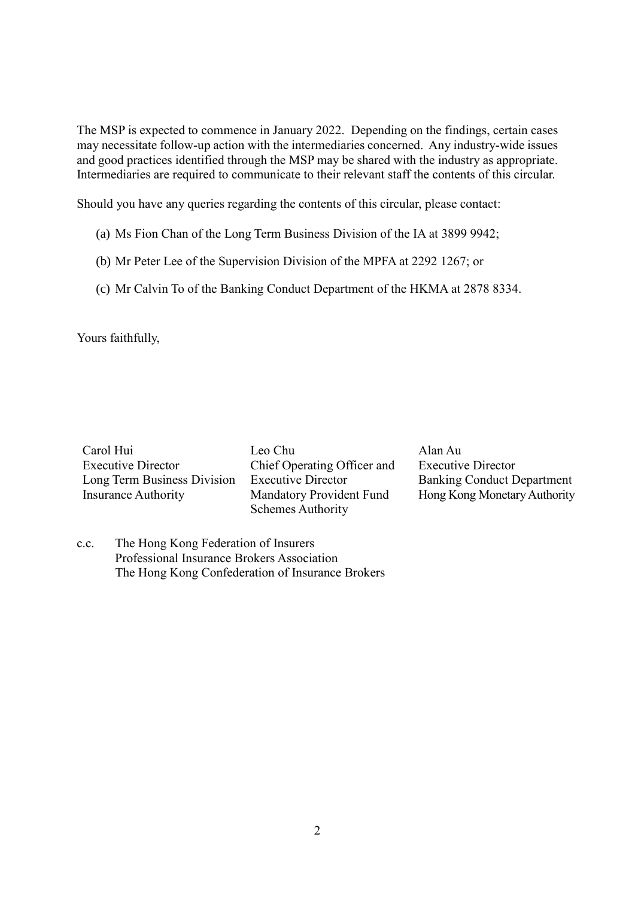The MSP is expected to commence in January 2022. Depending on the findings, certain cases may necessitate follow-up action with the intermediaries concerned. Any industry-wide issues and good practices identified through the MSP may be shared with the industry as appropriate. Intermediaries are required to communicate to their relevant staff the contents of this circular.

Should you have any queries regarding the contents of this circular, please contact:

(a) Ms Fion Chan of the Long Term Business Division of the IA at 3899 9942;

(b) Mr Peter Lee of the Supervision Division of the MPFA at 2292 1267; or

(c) Mr Calvin To of the Banking Conduct Department of the HKMA at 2878 8334.

Yours faithfully,

Carol Hui
Executive Director
Long Term Business Division
Insurance Authority

Leo Chu
Chief Operating Officer and
Executive Director
Mandatory Provident Fund
Schemes Authority

Alan Au
Executive Director
Banking Conduct Department
Hong Kong Monetary Authority

c.c. The Hong Kong Federation of Insurers
Professional Insurance Brokers Association
The Hong Kong Confederation of Insurance Brokers